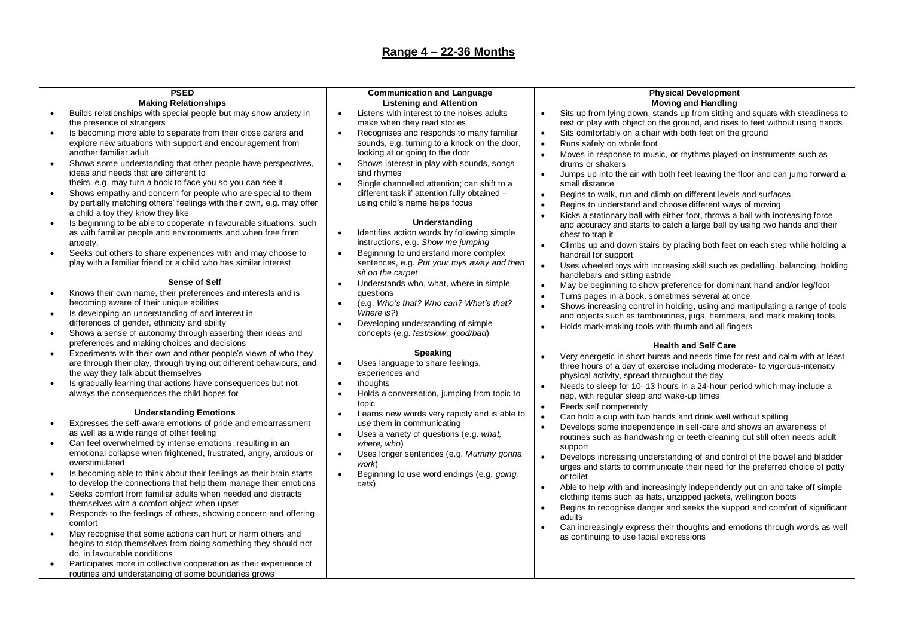# Range 4 – 22-36 Months

## PSED

### Making Relationships

- Builds relationships with special people but may show anxiety in the presence of strangers
- Is becoming more able to separate from their close carers and explore new situations with support and encouragement from another familiar adult
- Shows some understanding that other people have perspectives, ideas and needs that are different to theirs, e.g. may turn a book to face you so you can see it
- Shows empathy and concern for people who are special to them by partially matching others' feelings with their own, e.g. may offer a child a toy they know they like
- Is beginning to be able to cooperate in favourable situations, such as with familiar people and environments and when free from anxiety.
- Seeks out others to share experiences with and may choose to play with a familiar friend or a child who has similar interest

### Sense of Self

- Knows their own name, their preferences and interests and is becoming aware of their unique abilities
- Is developing an understanding of and interest in differences of gender, ethnicity and ability
- Shows a sense of autonomy through asserting their ideas and preferences and making choices and decisions
- Experiments with their own and other people's views of who they are through their play, through trying out different behaviours, and the way they talk about themselves
- Is gradually learning that actions have consequences but not always the consequences the child hopes for

### Understanding Emotions

- Expresses the self-aware emotions of pride and embarrassment as well as a wide range of other feeling
- Can feel overwhelmed by intense emotions, resulting in an emotional collapse when frightened, frustrated, angry, anxious or overstimulated
- Is becoming able to think about their feelings as their brain starts to develop the connections that help them manage their emotions
- Seeks comfort from familiar adults when needed and distracts themselves with a comfort object when upset
- Responds to the feelings of others, showing concern and offering comfort
- May recognise that some actions can hurt or harm others and begins to stop themselves from doing something they should not do, in favourable conditions
- Participates more in collective cooperation as their experience of routines and understanding of some boundaries grows

## Communication and Language

### Listening and Attention

- Listens with interest to the noises adults make when they read stories
- Recognises and responds to many familiar sounds, e.g. turning to a knock on the door, looking at or going to the door
- Shows interest in play with sounds, songs and rhymes
- Single channelled attention; can shift to a different task if attention fully obtained – using child's name helps focus

### Understanding

- Identifies action words by following simple instructions, e.g. *Show me jumping*
- Beginning to understand more complex sentences, e.g. *Put your toys away and then sit on the carpet*
- Understands who, what, where in simple questions
- (e.g. *Who's that? Who can? What's that? Where is?*)
- Developing understanding of simple concepts (e.g. *fast/slow, good/bad*)

### Speaking

- Uses language to share feelings, experiences and
- thoughts
- Holds a conversation, jumping from topic to topic
- Learns new words very rapidly and is able to use them in communicating
- Uses a variety of questions (e.g. *what, where, who*)
- Uses longer sentences (e.g. *Mummy gonna work*)
- Beginning to use word endings (e.g. *going, cats*)

## Physical Development

### Moving and Handling

- Sits up from lying down, stands up from sitting and squats with steadiness to rest or play with object on the ground, and rises to feet without using hands
- Sits comfortably on a chair with both feet on the ground
- Runs safely on whole foot
- Moves in response to music, or rhythms played on instruments such as drums or shakers
- Jumps up into the air with both feet leaving the floor and can jump forward a small distance
- Begins to walk, run and climb on different levels and surfaces
- Begins to understand and choose different ways of moving
- Kicks a stationary ball with either foot, throws a ball with increasing force and accuracy and starts to catch a large ball by using two hands and their chest to trap it
- Climbs up and down stairs by placing both feet on each step while holding a handrail for support
- Uses wheeled toys with increasing skill such as pedalling, balancing, holding handlebars and sitting astride
- May be beginning to show preference for dominant hand and/or leg/foot
- Turns pages in a book, sometimes several at once
- Shows increasing control in holding, using and manipulating a range of tools and objects such as tambourines, jugs, hammers, and mark making tools
- Holds mark-making tools with thumb and all fingers

### Health and Self Care

- Very energetic in short bursts and needs time for rest and calm with at least three hours of a day of exercise including moderate- to vigorous-intensity physical activity, spread throughout the day
- Needs to sleep for 10–13 hours in a 24-hour period which may include a nap, with regular sleep and wake-up times
- Feeds self competently
- Can hold a cup with two hands and drink well without spilling
- Develops some independence in self-care and shows an awareness of routines such as handwashing or teeth cleaning but still often needs adult support
- Develops increasing understanding of and control of the bowel and bladder urges and starts to communicate their need for the preferred choice of potty or toilet
- Able to help with and increasingly independently put on and take off simple clothing items such as hats, unzipped jackets, wellington boots
- Begins to recognise danger and seeks the support and comfort of significant adults
- Can increasingly express their thoughts and emotions through words as well as continuing to use facial expressions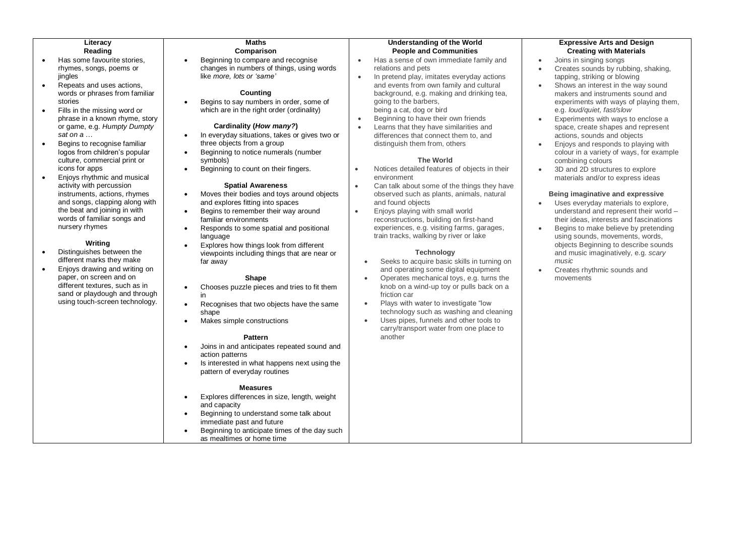| Literacy | Maths | Understanding of the World | Expressive Arts and Design |
|---|---|---|---|
| **Reading**<br>• Has some favourite stories, rhymes, songs, poems or jingles<br>• Repeats and uses actions, words or phrases from familiar stories<br>• Fills in the missing word or phrase in a known rhyme, story or game, e.g. *Humpty Dumpty sat on a …*<br>• Begins to recognise familiar logos from children's popular culture, commercial print or icons for apps<br>• Enjoys rhythmic and musical activity with percussion instruments, actions, rhymes and songs, clapping along with the beat and joining in with words of familiar songs and nursery rhymes<br><br>**Writing**<br>• Distinguishes between the different marks they make<br>• Enjoys drawing and writing on paper, on screen and on different textures, such as in sand or playdough and through using touch-screen technology. | **Comparison**<br>• Beginning to compare and recognise changes in numbers of things, using words like *more, lots or 'same'*<br><br>**Counting**<br>• Begins to say numbers in order, some of which are in the right order (ordinality)<br><br>**Cardinality (*How many?*)**<br>• In everyday situations, takes or gives two or three objects from a group<br>• Beginning to notice numerals (number symbols)<br>• Beginning to count on their fingers.<br><br>**Spatial Awareness**<br>• Moves their bodies and toys around objects and explores fitting into spaces<br>• Begins to remember their way around familiar environments<br>• Responds to some spatial and positional language<br>• Explores how things look from different viewpoints including things that are near or far away<br><br>**Shape**<br>• Chooses puzzle pieces and tries to fit them in<br>• Recognises that two objects have the same shape<br>• Makes simple constructions<br><br>**Pattern**<br>• Joins in and anticipates repeated sound and action patterns<br>• Is interested in what happens next using the pattern of everyday routines<br><br>**Measures**<br>• Explores differences in size, length, weight and capacity<br>• Beginning to understand some talk about immediate past and future<br>• Beginning to anticipate times of the day such as mealtimes or home time | **People and Communities**<br>• Has a sense of own immediate family and relations and pets<br>• In pretend play, imitates everyday actions and events from own family and cultural background, e.g. making and drinking tea, going to the barbers, being a cat, dog or bird<br>• Beginning to have their own friends<br>• Learns that they have similarities and differences that connect them to, and distinguish them from, others<br><br>**The World**<br>• Notices detailed features of objects in their environment<br>• Can talk about some of the things they have observed such as plants, animals, natural and found objects<br>• Enjoys playing with small world reconstructions, building on first-hand experiences, e.g. visiting farms, garages, train tracks, walking by river or lake<br><br>**Technology**<br>• Seeks to acquire basic skills in turning on and operating some digital equipment<br>• Operates mechanical toys, e.g. turns the knob on a wind-up toy or pulls back on a friction car<br>• Plays with water to investigate "low technology such as washing and cleaning<br>• Uses pipes, funnels and other tools to carry/transport water from one place to another | **Creating with Materials**<br>• Joins in singing songs<br>• Creates sounds by rubbing, shaking, tapping, striking or blowing<br>• Shows an interest in the way sound makers and instruments sound and experiments with ways of playing them, e.g. *loud/quiet, fast/slow*<br>• Experiments with ways to enclose a space, create shapes and represent actions, sounds and objects<br>• Enjoys and responds to playing with colour in a variety of ways, for example combining colours<br>• 3D and 2D structures to explore materials and/or to express ideas<br><br>**Being imaginative and expressive**<br>• Uses everyday materials to explore, understand and represent their world – their ideas, interests and fascinations<br>• Begins to make believe by pretending using sounds, movements, words, objects Beginning to describe sounds and music imaginatively, e.g. *scary music*<br>• Creates rhythmic sounds and movements |